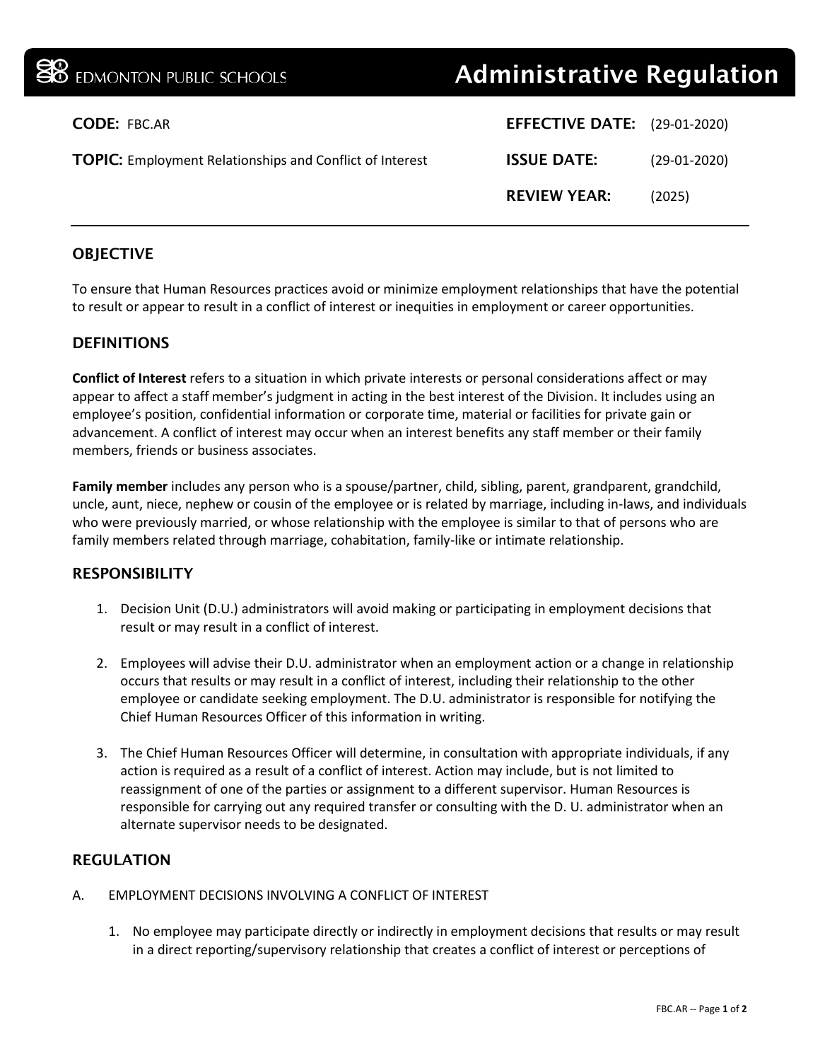# EDMONTON PUBLIC SCHOOLS — Administrative Regulation

**CODE:** FBC.AR

**TOPIC:** Employment Relationships and Conflict of Interest

**EFFECTIVE DATE:** (29-01-2020)

**ISSUE DATE:** (29-01-2020)

**REVIEW YEAR:** (2025)

---

## OBJECTIVE

To ensure that Human Resources practices avoid or minimize employment relationships that have the potential to result or appear to result in a conflict of interest or inequities in employment or career opportunities.

## DEFINITIONS

**Conflict of Interest** refers to a situation in which private interests or personal considerations affect or may appear to affect a staff member's judgment in acting in the best interest of the Division. It includes using an employee's position, confidential information or corporate time, material or facilities for private gain or advancement. A conflict of interest may occur when an interest benefits any staff member or their family members, friends or business associates.

**Family member** includes any person who is a spouse/partner, child, sibling, parent, grandparent, grandchild, uncle, aunt, niece, nephew or cousin of the employee or is related by marriage, including in-laws, and individuals who were previously married, or whose relationship with the employee is similar to that of persons who are family members related through marriage, cohabitation, family-like or intimate relationship.

## RESPONSIBILITY

1. Decision Unit (D.U.) administrators will avoid making or participating in employment decisions that result or may result in a conflict of interest.

2. Employees will advise their D.U. administrator when an employment action or a change in relationship occurs that results or may result in a conflict of interest, including their relationship to the other employee or candidate seeking employment. The D.U. administrator is responsible for notifying the Chief Human Resources Officer of this information in writing.

3. The Chief Human Resources Officer will determine, in consultation with appropriate individuals, if any action is required as a result of a conflict of interest. Action may include, but is not limited to reassignment of one of the parties or assignment to a different supervisor. Human Resources is responsible for carrying out any required transfer or consulting with the D. U. administrator when an alternate supervisor needs to be designated.

## REGULATION

A. EMPLOYMENT DECISIONS INVOLVING A CONFLICT OF INTEREST

1. No employee may participate directly or indirectly in employment decisions that results or may result in a direct reporting/supervisory relationship that creates a conflict of interest or perceptions of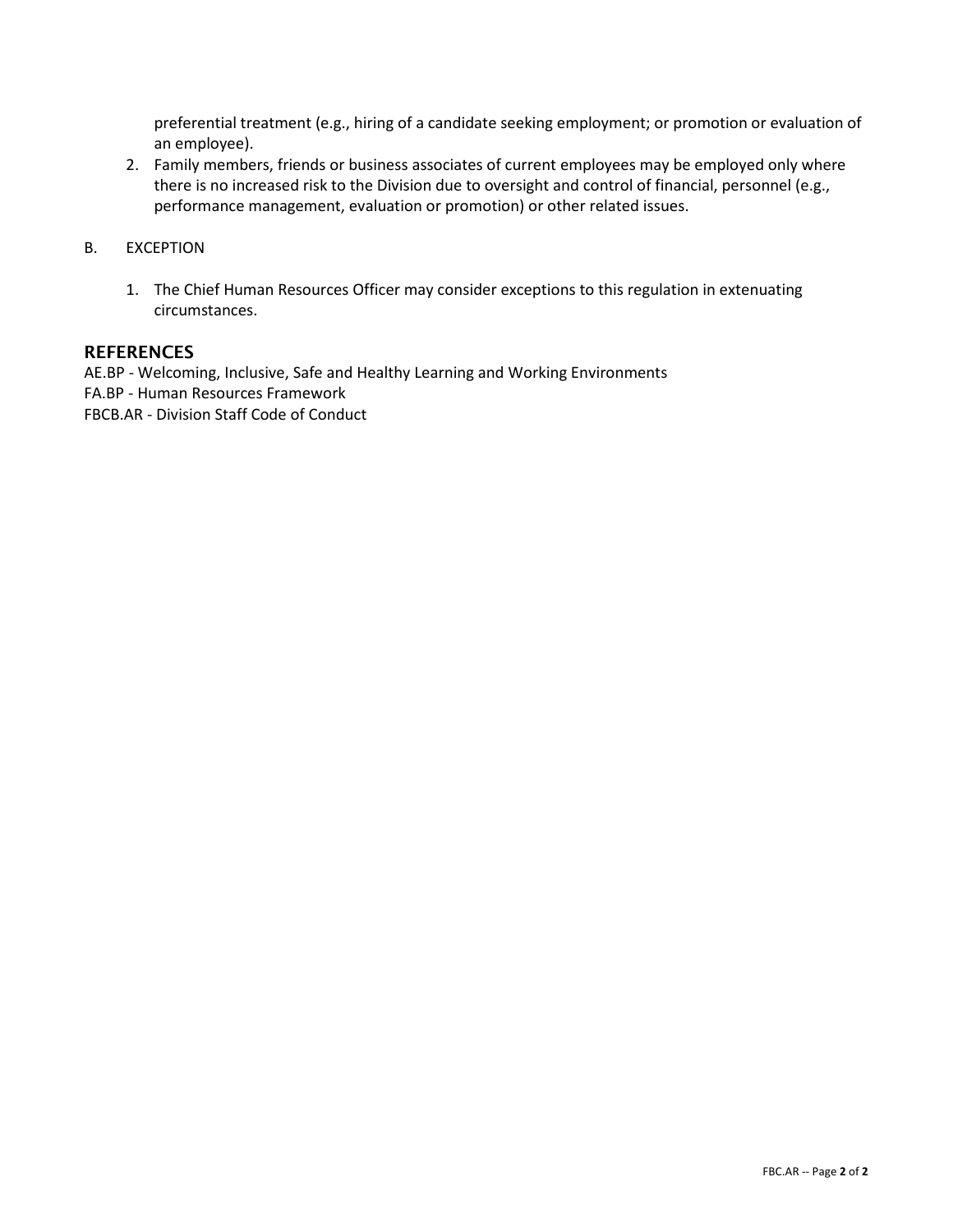preferential treatment (e.g., hiring of a candidate seeking employment; or promotion or evaluation of an employee).

2. Family members, friends or business associates of current employees may be employed only where there is no increased risk to the Division due to oversight and control of financial, personnel (e.g., performance management, evaluation or promotion) or other related issues.

B. EXCEPTION

1. The Chief Human Resources Officer may consider exceptions to this regulation in extenuating circumstances.

## REFERENCES

AE.BP - Welcoming, Inclusive, Safe and Healthy Learning and Working Environments
FA.BP - Human Resources Framework
FBCB.AR - Division Staff Code of Conduct